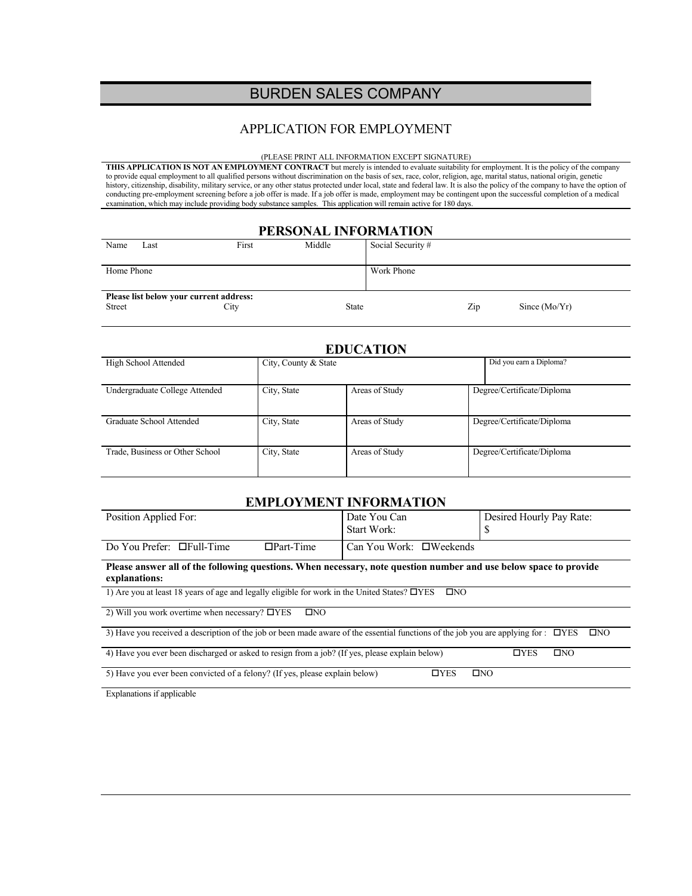# BURDEN SALES COMPANY

## APPLICATION FOR EMPLOYMENT

(PLEASE PRINT ALL INFORMATION EXCEPT SIGNATURE)

**THIS APPLICATION IS NOT AN EMPLOYMENT CONTRACT** but merely is intended to evaluate suitability for employment. It is the policy of the company to provide equal employment to all qualified persons without discrimination on the basis of sex, race, color, religion, age, marital status, national origin, genetic history, citizenship, disability, military service, or any other status protected under local, state and federal law. It is also the policy of the company to have the option of conducting pre-employment screening before a job offer is made. If a job offer is made, employment may be contingent upon the successful completion of a medical examination, which may include providing body substance samples. This application will remain active for 180 days.

## PERSONAL INFORMATION

| Name Last First Middle | Social Security # |
|---|---|
| Home Phone | Work Phone |

**Please list below your current address:**

| Street | City | State | Zip | Since (Mo/Yr) |
|---|---|---|---|---|
| | | | | |

## EDUCATION

| High School Attended | City, County & State | | Did you earn a Diploma? |
|---|---|---|---|
| Undergraduate College Attended | City, State | Areas of Study | Degree/Certificate/Diploma |
| Graduate School Attended | City, State | Areas of Study | Degree/Certificate/Diploma |
| Trade, Business or Other School | City, State | Areas of Study | Degree/Certificate/Diploma |

## EMPLOYMENT INFORMATION

| Position Applied For: | Date You Can Start Work: | Desired Hourly Pay Rate: $ |
|---|---|---|
| Do You Prefer: ☐Full-Time ☐Part-Time | Can You Work: ☐Weekends | |

**Please answer all of the following questions. When necessary, note question number and use below space to provide explanations:**

1) Are you at least 18 years of age and legally eligible for work in the United States? ☐YES ☐NO

2) Will you work overtime when necessary? ☐YES ☐NO

3) Have you received a description of the job or been made aware of the essential functions of the job you are applying for : ☐YES ☐NO

4) Have you ever been discharged or asked to resign from a job? (If yes, please explain below) ☐YES ☐NO

5) Have you ever been convicted of a felony? (If yes, please explain below) ☐YES ☐NO

Explanations if applicable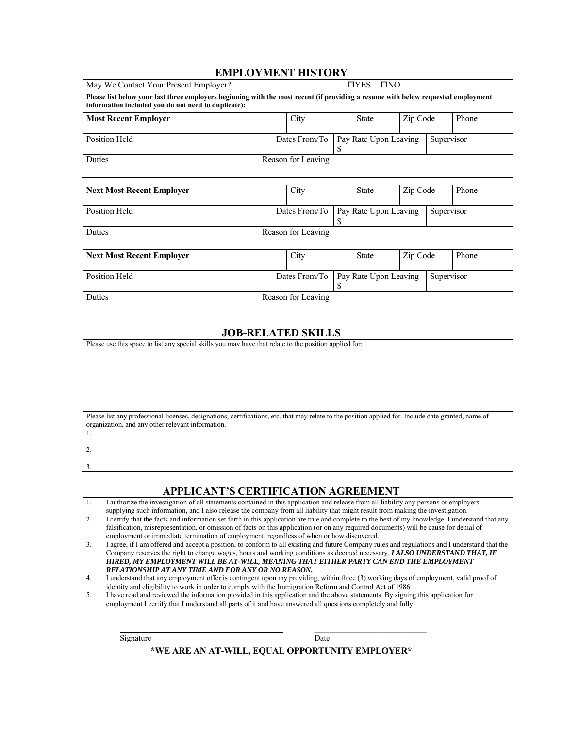## EMPLOYMENT HISTORY

May We Contact Your Present Employer? ☐YES ☐NO

**Please list below your last three employers beginning with the most recent (if providing a resume with below requested employment information included you do not need to duplicate):**

| **Most Recent Employer** | City | State | Zip Code | Phone |
|---|---|---|---|---|
| Position Held | Dates From/To | Pay Rate Upon Leaving $ | Supervisor | |
| Duties | Reason for Leaving | | | |

| **Next Most Recent Employer** | City | State | Zip Code | Phone |
|---|---|---|---|---|
| Position Held | Dates From/To | Pay Rate Upon Leaving $ | Supervisor | |
| Duties | Reason for Leaving | | | |

| **Next Most Recent Employer** | City | State | Zip Code | Phone |
|---|---|---|---|---|
| Position Held | Dates From/To | Pay Rate Upon Leaving $ | Supervisor | |
| Duties | Reason for Leaving | | | |

## JOB-RELATED SKILLS

Please use this space to list any special skills you may have that relate to the position applied for:

Please list any professional licenses, designations, certifications, etc. that may relate to the position applied for. Include date granted, name of organization, and any other relevant information.

1.

2.

3.

## APPLICANT'S CERTIFICATION AGREEMENT

1. I authorize the investigation of all statements contained in this application and release from all liability any persons or employers supplying such information, and I also release the company from all liability that might result from making the investigation.
2. I certify that the facts and information set forth in this application are true and complete to the best of my knowledge. I understand that any falsification, misrepresentation, or omission of facts on this application (or on any required documents) will be cause for denial of employment or immediate termination of employment, regardless of when or how discovered.
3. I agree, if I am offered and accept a position, to conform to all existing and future Company rules and regulations and I understand that the Company reserves the right to change wages, hours and working conditions as deemed necessary. ***I ALSO UNDERSTAND THAT, IF HIRED, MY EMPLOYMENT WILL BE AT-WILL, MEANING THAT EITHER PARTY CAN END THE EMPLOYMENT RELATIONSHIP AT ANY TIME AND FOR ANY OR NO REASON.***
4. I understand that any employment offer is contingent upon my providing, within three (3) working days of employment, valid proof of identity and eligibility to work in order to comply with the Immigration Reform and Control Act of 1986.
5. I have read and reviewed the information provided in this application and the above statements. By signing this application for employment I certify that I understand all parts of it and have answered all questions completely and fully.

Signature ______________________________ Date ______________________________

**\*WE ARE AN AT-WILL, EQUAL OPPORTUNITY EMPLOYER\***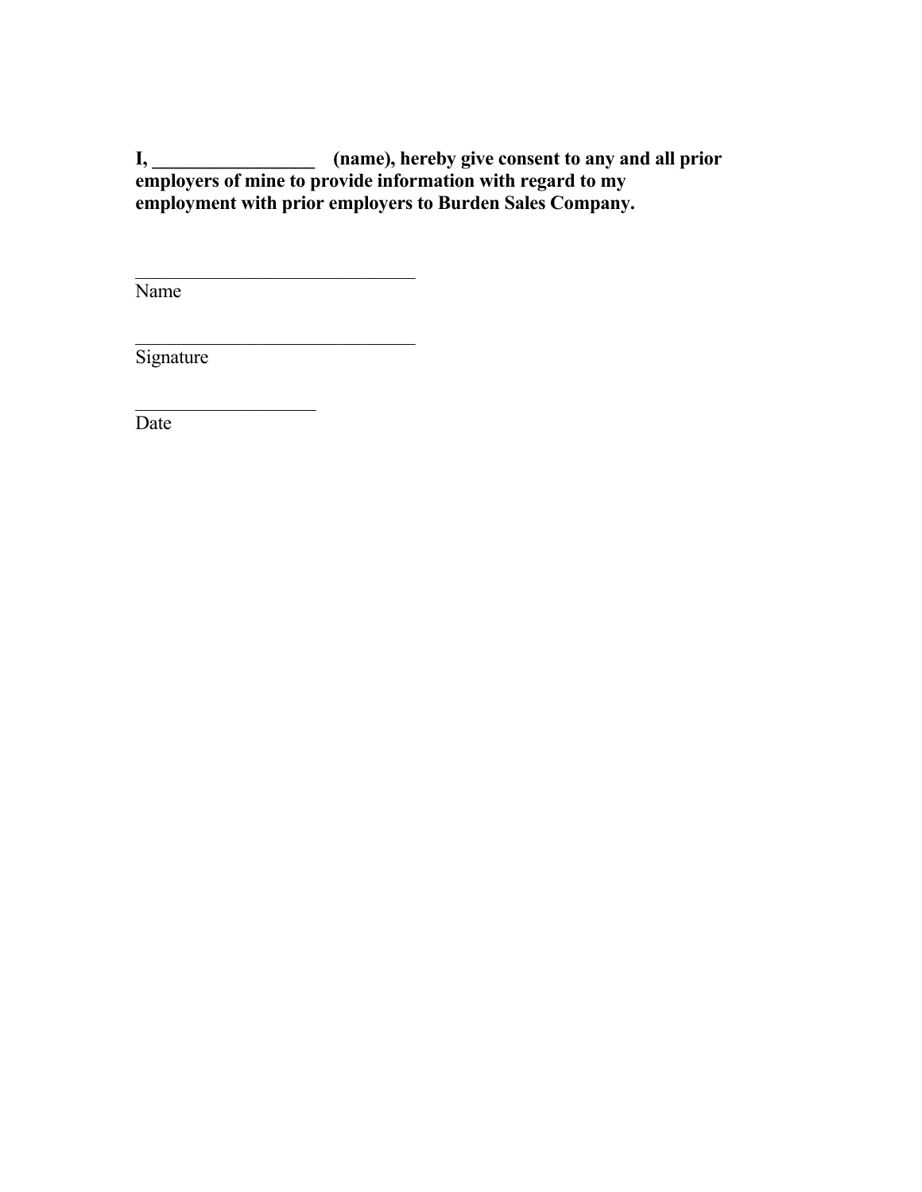**I, _________________ (name), hereby give consent to any and all prior employers of mine to provide information with regard to my employment with prior employers to Burden Sales Company.**

______________________________
Name

______________________________
Signature

___________________
Date